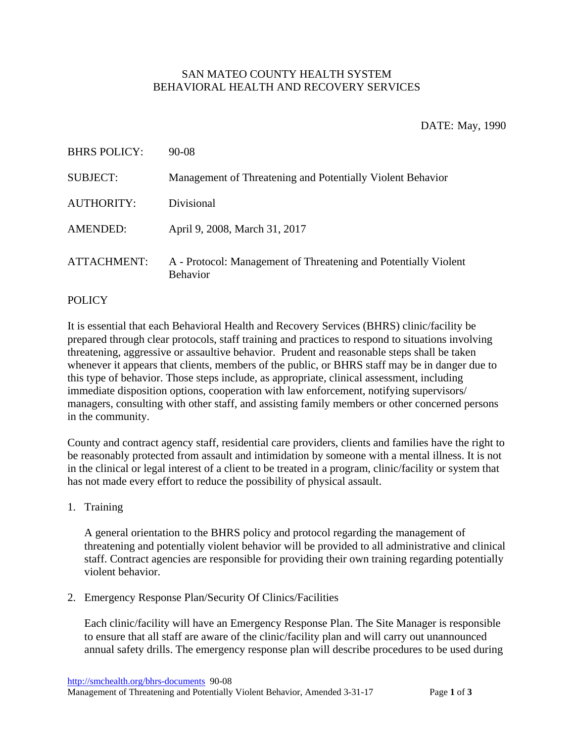SAN MATEO COUNTY HEALTH SYSTEM
BEHAVIORAL HEALTH AND RECOVERY SERVICES

DATE: May, 1990

| | |
|---|---|
| BHRS POLICY: | 90-08 |
| SUBJECT: | Management of Threatening and Potentially Violent Behavior |
| AUTHORITY: | Divisional |
| AMENDED: | April 9, 2008, March 31, 2017 |
| ATTACHMENT: | A - Protocol: Management of Threatening and Potentially Violent Behavior |

## POLICY

It is essential that each Behavioral Health and Recovery Services (BHRS) clinic/facility be prepared through clear protocols, staff training and practices to respond to situations involving threatening, aggressive or assaultive behavior. Prudent and reasonable steps shall be taken whenever it appears that clients, members of the public, or BHRS staff may be in danger due to this type of behavior. Those steps include, as appropriate, clinical assessment, including immediate disposition options, cooperation with law enforcement, notifying supervisors/ managers, consulting with other staff, and assisting family members or other concerned persons in the community.

County and contract agency staff, residential care providers, clients and families have the right to be reasonably protected from assault and intimidation by someone with a mental illness. It is not in the clinical or legal interest of a client to be treated in a program, clinic/facility or system that has not made every effort to reduce the possibility of physical assault.

1. Training

   A general orientation to the BHRS policy and protocol regarding the management of threatening and potentially violent behavior will be provided to all administrative and clinical staff. Contract agencies are responsible for providing their own training regarding potentially violent behavior.

2. Emergency Response Plan/Security Of Clinics/Facilities

   Each clinic/facility will have an Emergency Response Plan. The Site Manager is responsible to ensure that all staff are aware of the clinic/facility plan and will carry out unannounced annual safety drills. The emergency response plan will describe procedures to be used during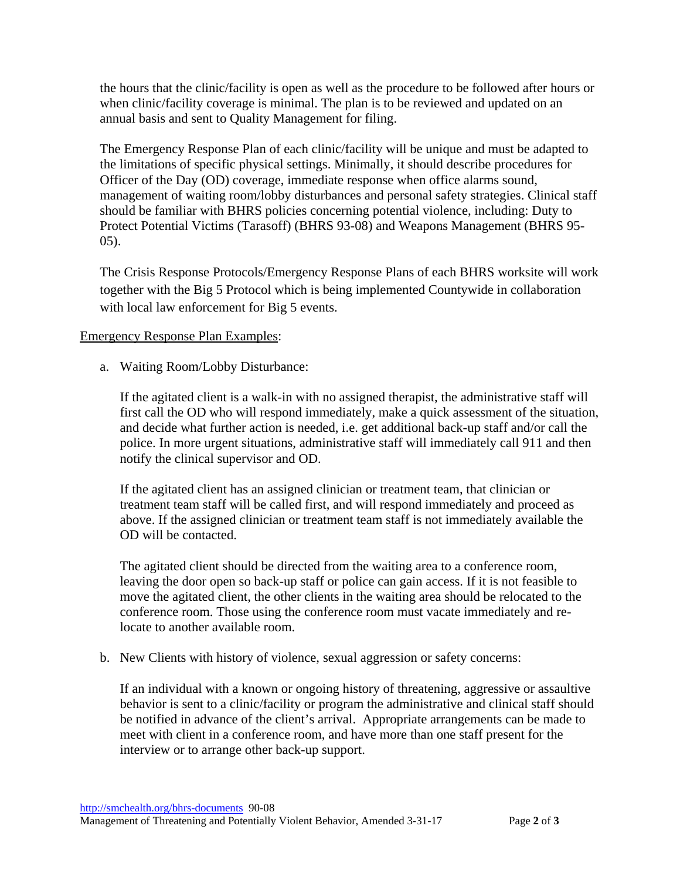the hours that the clinic/facility is open as well as the procedure to be followed after hours or when clinic/facility coverage is minimal. The plan is to be reviewed and updated on an annual basis and sent to Quality Management for filing.

The Emergency Response Plan of each clinic/facility will be unique and must be adapted to the limitations of specific physical settings. Minimally, it should describe procedures for Officer of the Day (OD) coverage, immediate response when office alarms sound, management of waiting room/lobby disturbances and personal safety strategies. Clinical staff should be familiar with BHRS policies concerning potential violence, including: Duty to Protect Potential Victims (Tarasoff) (BHRS 93-08) and Weapons Management (BHRS 95-05).

The Crisis Response Protocols/Emergency Response Plans of each BHRS worksite will work together with the Big 5 Protocol which is being implemented Countywide in collaboration with local law enforcement for Big 5 events.

<u>Emergency Response Plan Examples</u>:

a. Waiting Room/Lobby Disturbance:

   If the agitated client is a walk-in with no assigned therapist, the administrative staff will first call the OD who will respond immediately, make a quick assessment of the situation, and decide what further action is needed, i.e. get additional back-up staff and/or call the police. In more urgent situations, administrative staff will immediately call 911 and then notify the clinical supervisor and OD.

   If the agitated client has an assigned clinician or treatment team, that clinician or treatment team staff will be called first, and will respond immediately and proceed as above. If the assigned clinician or treatment team staff is not immediately available the OD will be contacted.

   The agitated client should be directed from the waiting area to a conference room, leaving the door open so back-up staff or police can gain access. If it is not feasible to move the agitated client, the other clients in the waiting area should be relocated to the conference room. Those using the conference room must vacate immediately and re-locate to another available room.

b. New Clients with history of violence, sexual aggression or safety concerns:

   If an individual with a known or ongoing history of threatening, aggressive or assaultive behavior is sent to a clinic/facility or program the administrative and clinical staff should be notified in advance of the client's arrival. Appropriate arrangements can be made to meet with client in a conference room, and have more than one staff present for the interview or to arrange other back-up support.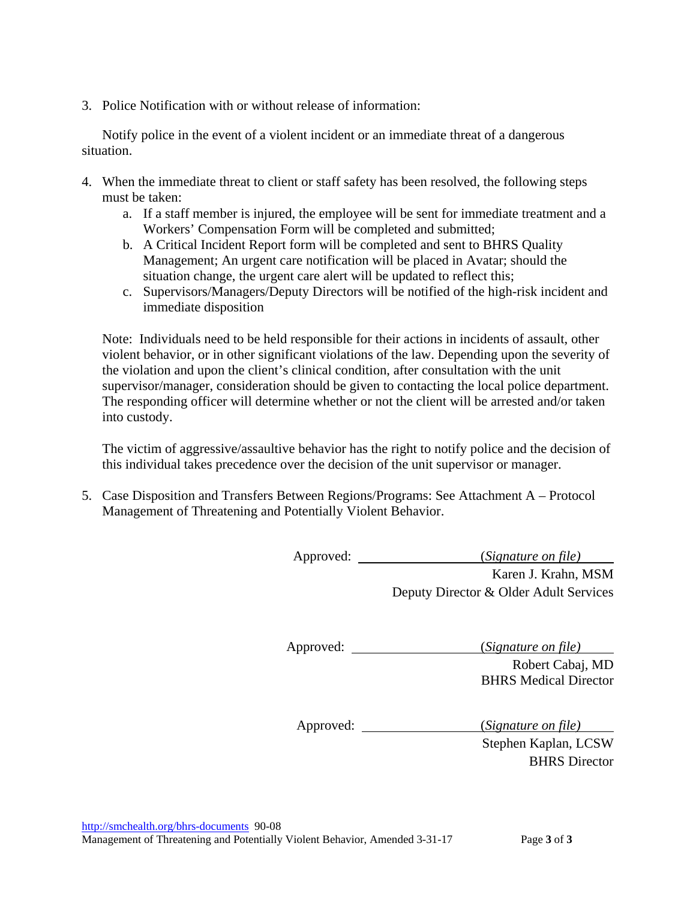3. Police Notification with or without release of information:

   Notify police in the event of a violent incident or an immediate threat of a dangerous situation.

4. When the immediate threat to client or staff safety has been resolved, the following steps must be taken:
   a. If a staff member is injured, the employee will be sent for immediate treatment and a Workers' Compensation Form will be completed and submitted;
   b. A Critical Incident Report form will be completed and sent to BHRS Quality Management; An urgent care notification will be placed in Avatar; should the situation change, the urgent care alert will be updated to reflect this;
   c. Supervisors/Managers/Deputy Directors will be notified of the high-risk incident and immediate disposition

   Note: Individuals need to be held responsible for their actions in incidents of assault, other violent behavior, or in other significant violations of the law. Depending upon the severity of the violation and upon the client's clinical condition, after consultation with the unit supervisor/manager, consideration should be given to contacting the local police department. The responding officer will determine whether or not the client will be arrested and/or taken into custody.

   The victim of aggressive/assaultive behavior has the right to notify police and the decision of this individual takes precedence over the decision of the unit supervisor or manager.

5. Case Disposition and Transfers Between Regions/Programs: See Attachment A – Protocol Management of Threatening and Potentially Violent Behavior.

Approved: *(Signature on file)*
Karen J. Krahn, MSM
Deputy Director & Older Adult Services

Approved: *(Signature on file)*
Robert Cabaj, MD
BHRS Medical Director

Approved: *(Signature on file)*
Stephen Kaplan, LCSW
BHRS Director

http://smchealth.org/bhrs-documents 90-08
Management of Threatening and Potentially Violent Behavior, Amended 3-31-17